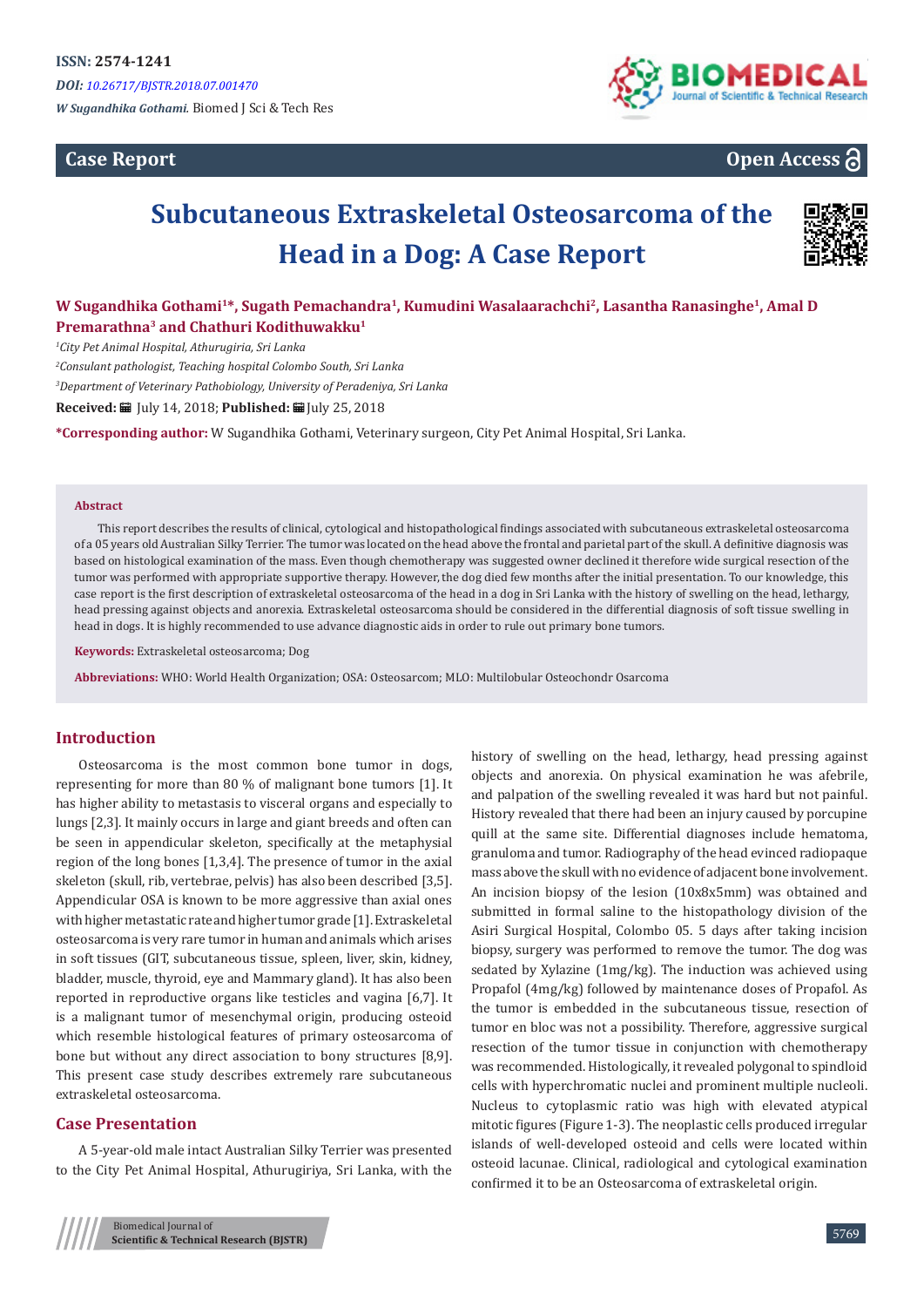ISSN: 2574-1241

*DOI: 10.26717/BJSTR.2018.07.001470*

*W Sugandhika Gothami.* Biomed J Sci & Tech Res

**Case Report** | **Open Access**

# Subcutaneous Extraskeletal Osteosarcoma of the Head in a Dog: A Case Report

**W Sugandhika Gothami[1]*, Sugath Pemachandra[1], Kumudini Wasalaarachchi[2], Lasantha Ranasinghe[1], Amal D Premarathna[3] and Chathuri Kodithuwakku[1]**

[1]*City Pet Animal Hospital, Athurugiria, Sri Lanka*

[2]*Consultant pathologist, Teaching hospital Colombo South, Sri Lanka*

[3]*Department of Veterinary Pathobiology, University of Peradeniya, Sri Lanka*

**Received:** July 14, 2018; **Published:** July 25, 2018

***Corresponding author:** W Sugandhika Gothami, Veterinary surgeon, City Pet Animal Hospital, Sri Lanka.

## Abstract

This report describes the results of clinical, cytological and histopathological findings associated with subcutaneous extraskeletal osteosarcoma of a 05 years old Australian Silky Terrier. The tumor was located on the head above the frontal and parietal part of the skull. A definitive diagnosis was based on histological examination of the mass. Even though chemotherapy was suggested owner declined it therefore wide surgical resection of the tumor was performed with appropriate supportive therapy. However, the dog died few months after the initial presentation. To our knowledge, this case report is the first description of extraskeletal osteosarcoma of the head in a dog in Sri Lanka with the history of swelling on the head, lethargy, head pressing against objects and anorexia. Extraskeletal osteosarcoma should be considered in the differential diagnosis of soft tissue swelling in head in dogs. It is highly recommended to use advance diagnostic aids in order to rule out primary bone tumors.

**Keywords:** Extraskeletal osteosarcoma; Dog

**Abbreviations:** WHO: World Health Organization; OSA: Osteosarcom; MLO: Multilobular Osteochondr Osarcoma

## Introduction

Osteosarcoma is the most common bone tumor in dogs, representing for more than 80 % of malignant bone tumors [1]. It has higher ability to metastasis to visceral organs and especially to lungs [2,3]. It mainly occurs in large and giant breeds and often can be seen in appendicular skeleton, specifically at the metaphysial region of the long bones [1,3,4]. The presence of tumor in the axial skeleton (skull, rib, vertebrae, pelvis) has also been described [3,5]. Appendicular OSA is known to be more aggressive than axial ones with higher metastatic rate and higher tumor grade [1]. Extraskeletal osteosarcoma is very rare tumor in human and animals which arises in soft tissues (GIT, subcutaneous tissue, spleen, liver, skin, kidney, bladder, muscle, thyroid, eye and Mammary gland). It has also been reported in reproductive organs like testicles and vagina [6,7]. It is a malignant tumor of mesenchymal origin, producing osteoid which resemble histological features of primary osteosarcoma of bone but without any direct association to bony structures [8,9]. This present case study describes extremely rare subcutaneous extraskeletal osteosarcoma.

## Case Presentation

A 5-year-old male intact Australian Silky Terrier was presented to the City Pet Animal Hospital, Athurugiriya, Sri Lanka, with the history of swelling on the head, lethargy, head pressing against objects and anorexia. On physical examination he was afebrile, and palpation of the swelling revealed it was hard but not painful. History revealed that there had been an injury caused by porcupine quill at the same site. Differential diagnoses include hematoma, granuloma and tumor. Radiography of the head evinced radiopaque mass above the skull with no evidence of adjacent bone involvement. An incision biopsy of the lesion (10x8x5mm) was obtained and submitted in formal saline to the histopathology division of the Asiri Surgical Hospital, Colombo 05. 5 days after taking incision biopsy, surgery was performed to remove the tumor. The dog was sedated by Xylazine (1mg/kg). The induction was achieved using Propafol (4mg/kg) followed by maintenance doses of Propafol. As the tumor is embedded in the subcutaneous tissue, resection of tumor en bloc was not a possibility. Therefore, aggressive surgical resection of the tumor tissue in conjunction with chemotherapy was recommended. Histologically, it revealed polygonal to spindloid cells with hyperchromatic nuclei and prominent multiple nucleoli. Nucleus to cytoplasmic ratio was high with elevated atypical mitotic figures (Figure 1-3). The neoplastic cells produced irregular islands of well-developed osteoid and cells were located within osteoid lacunae. Clinical, radiological and cytological examination confirmed it to be an Osteosarcoma of extraskeletal origin.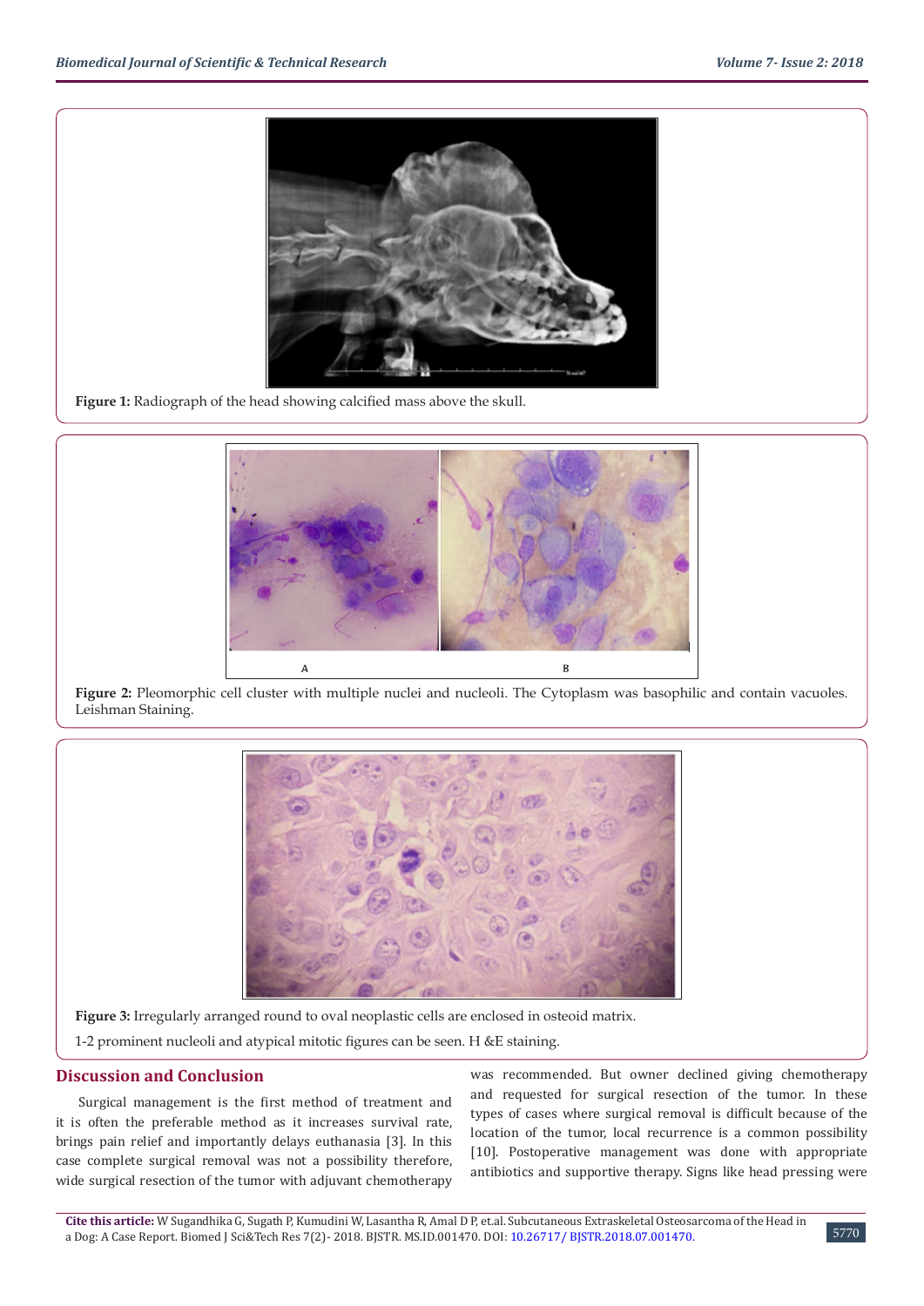Figure 1: Radiograph of the head showing calcified mass above the skull.

Figure 2: Pleomorphic cell cluster with multiple nuclei and nucleoli. The Cytoplasm was basophilic and contain vacuoles. Leishman Staining.

Figure 3: Irregularly arranged round to oval neoplastic cells are enclosed in osteoid matrix.

1-2 prominent nucleoli and atypical mitotic figures can be seen. H &E staining.

## Discussion and Conclusion

Surgical management is the first method of treatment and it is often the preferable method as it increases survival rate, brings pain relief and importantly delays euthanasia [3]. In this case complete surgical removal was not a possibility therefore, wide surgical resection of the tumor with adjuvant chemotherapy was recommended. But owner declined giving chemotherapy and requested for surgical resection of the tumor. In these types of cases where surgical removal is difficult because of the location of the tumor, local recurrence is a common possibility [10]. Postoperative management was done with appropriate antibiotics and supportive therapy. Signs like head pressing were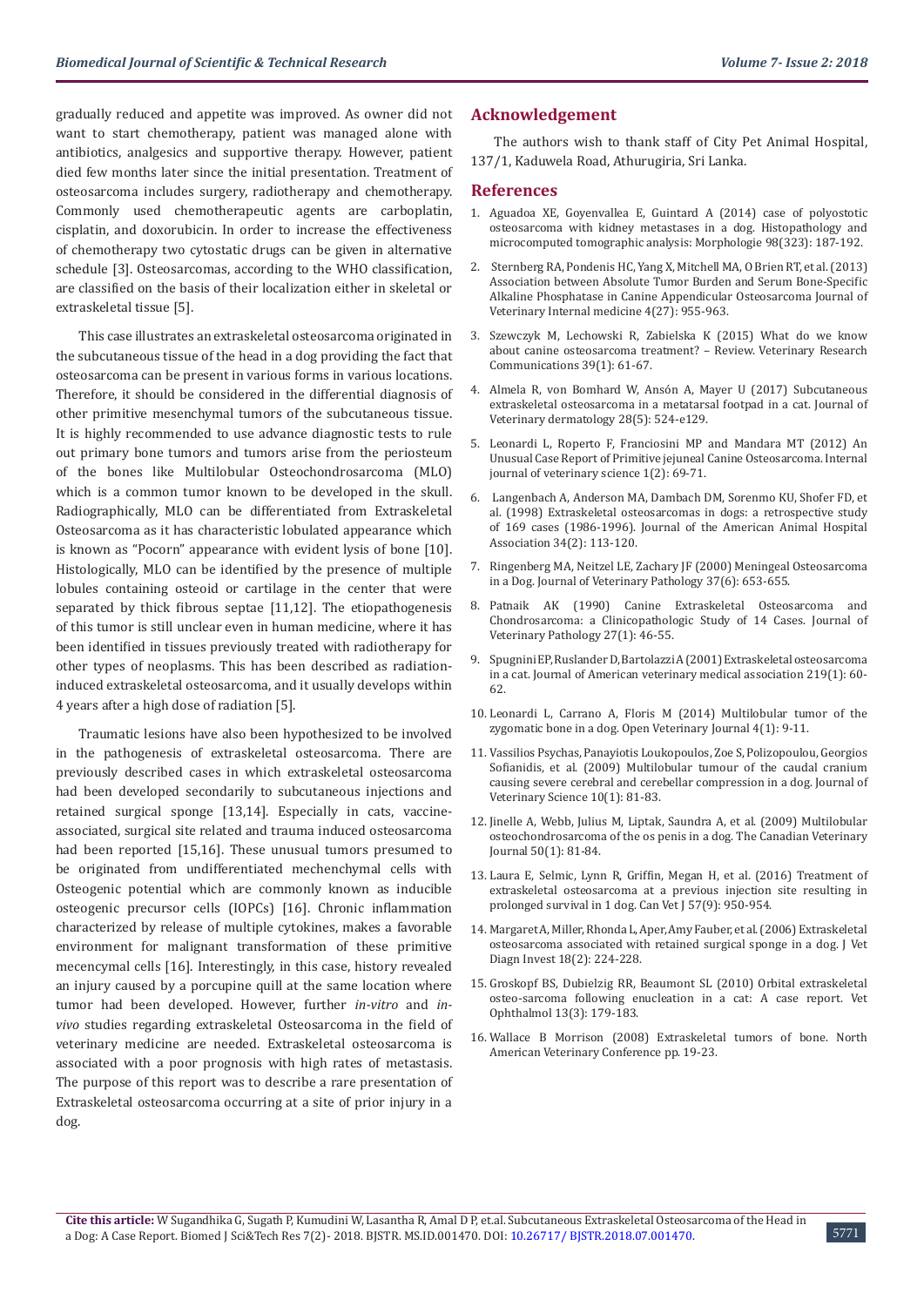gradually reduced and appetite was improved. As owner did not want to start chemotherapy, patient was managed alone with antibiotics, analgesics and supportive therapy. However, patient died few months later since the initial presentation. Treatment of osteosarcoma includes surgery, radiotherapy and chemotherapy. Commonly used chemotherapeutic agents are carboplatin, cisplatin, and doxorubicin. In order to increase the effectiveness of chemotherapy two cytostatic drugs can be given in alternative schedule [3]. Osteosarcomas, according to the WHO classification, are classified on the basis of their localization either in skeletal or extraskeletal tissue [5].

This case illustrates an extraskeletal osteosarcoma originated in the subcutaneous tissue of the head in a dog providing the fact that osteosarcoma can be present in various forms in various locations. Therefore, it should be considered in the differential diagnosis of other primitive mesenchymal tumors of the subcutaneous tissue. It is highly recommended to use advance diagnostic tests to rule out primary bone tumors and tumors arise from the periosteum of the bones like Multilobular Osteochondrosarcoma (MLO) which is a common tumor known to be developed in the skull. Radiographically, MLO can be differentiated from Extraskeletal Osteosarcoma as it has characteristic lobulated appearance which is known as "Pocorn" appearance with evident lysis of bone [10]. Histologically, MLO can be identified by the presence of multiple lobules containing osteoid or cartilage in the center that were separated by thick fibrous septae [11,12]. The etiopathogenesis of this tumor is still unclear even in human medicine, where it has been identified in tissues previously treated with radiotherapy for other types of neoplasms. This has been described as radiation-induced extraskeletal osteosarcoma, and it usually develops within 4 years after a high dose of radiation [5].

Traumatic lesions have also been hypothesized to be involved in the pathogenesis of extraskeletal osteosarcoma. There are previously described cases in which extraskeletal osteosarcoma had been developed secondarily to subcutaneous injections and retained surgical sponge [13,14]. Especially in cats, vaccine-associated, surgical site related and trauma induced osteosarcoma had been reported [15,16]. These unusual tumors presumed to be originated from undifferentiated mechenchymal cells with Osteogenic potential which are commonly known as inducible osteogenic precursor cells (IOPCs) [16]. Chronic inflammation characterized by release of multiple cytokines, makes a favorable environment for malignant transformation of these primitive mecencymal cells [16]. Interestingly, in this case, history revealed an injury caused by a porcupine quill at the same location where tumor had been developed. However, further *in-vitro* and *in-vivo* studies regarding extraskeletal Osteosarcoma in the field of veterinary medicine are needed. Extraskeletal osteosarcoma is associated with a poor prognosis with high rates of metastasis. The purpose of this report was to describe a rare presentation of Extraskeletal osteosarcoma occurring at a site of prior injury in a dog.

## Acknowledgement

The authors wish to thank staff of City Pet Animal Hospital, 137/1, Kaduwela Road, Athurugiria, Sri Lanka.

## References

1. Aguadoa XE, Goyenvallea E, Guintard A (2014) case of polyostotic osteosarcoma with kidney metastases in a dog. Histopathology and microcomputed tomographic analysis: Morphologie 98(323): 187-192.
2. Sternberg RA, Pondenis HC, Yang X, Mitchell MA, O Brien RT, et al. (2013) Association between Absolute Tumor Burden and Serum Bone-Specific Alkaline Phosphatase in Canine Appendicular Osteosarcoma Journal of Veterinary Internal medicine 4(27): 955-963.
3. Szewczyk M, Lechowski R, Zabielska K (2015) What do we know about canine osteosarcoma treatment? – Review. Veterinary Research Communications 39(1): 61-67.
4. Almela R, von Bomhard W, Ansón A, Mayer U (2017) Subcutaneous extraskeletal osteosarcoma in a metatarsal footpad in a cat. Journal of Veterinary dermatology 28(5): 524-e129.
5. Leonardi L, Roperto F, Franciosini MP and Mandara MT (2012) An Unusual Case Report of Primitive jejuneal Canine Osteosarcoma. Internal journal of veterinary science 1(2): 69-71.
6. Langenbach A, Anderson MA, Dambach DM, Sorenmo KU, Shofer FD, et al. (1998) Extraskeletal osteosarcomas in dogs: a retrospective study of 169 cases (1986-1996). Journal of the American Animal Hospital Association 34(2): 113-120.
7. Ringenberg MA, Neitzel LE, Zachary JF (2000) Meningeal Osteosarcoma in a Dog. Journal of Veterinary Pathology 37(6): 653-655.
8. Patnaik AK (1990) Canine Extraskeletal Osteosarcoma and Chondrosarcoma: a Clinicopathologic Study of 14 Cases. Journal of Veterinary Pathology 27(1): 46-55.
9. Spugnini EP, Ruslander D, Bartolazzi A (2001) Extraskeletal osteosarcoma in a cat. Journal of American veterinary medical association 219(1): 60-62.
10. Leonardi L, Carrano A, Floris M (2014) Multilobular tumor of the zygomatic bone in a dog. Open Veterinary Journal 4(1): 9-11.
11. Vassilios Psychas, Panayiotis Loukopoulos, Zoe S, Polizopoulou, Georgios Sofianidis, et al. (2009) Multilobular tumour of the caudal cranium causing severe cerebral and cerebellar compression in a dog. Journal of Veterinary Science 10(1): 81-83.
12. Jinelle A, Webb, Julius M, Liptak, Saundra A, et al. (2009) Multilobular osteochondrosarcoma of the os penis in a dog. The Canadian Veterinary Journal 50(1): 81-84.
13. Laura E, Selmic, Lynn R, Griffin, Megan H, et al. (2016) Treatment of extraskeletal osteosarcoma at a previous injection site resulting in prolonged survival in 1 dog. Can Vet J 57(9): 950-954.
14. Margaret A, Miller, Rhonda L, Aper, Amy Fauber, et al. (2006) Extraskeletal osteosarcoma associated with retained surgical sponge in a dog. J Vet Diagn Invest 18(2): 224-228.
15. Groskopf BS, Dubielzig RR, Beaumont SL (2010) Orbital extraskeletal osteo-sarcoma following enucleation in a cat: A case report. Vet Ophthalmol 13(3): 179-183.
16. Wallace B Morrison (2008) Extraskeletal tumors of bone. North American Veterinary Conference pp. 19-23.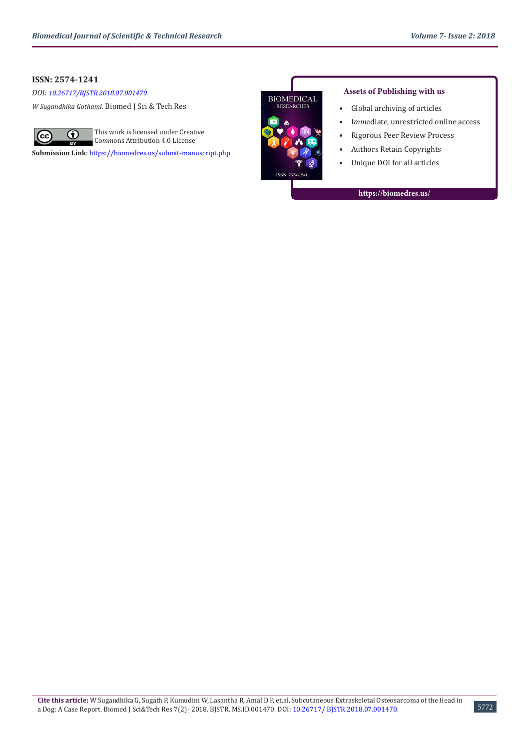**ISSN: 2574-1241**

*DOI: 10.26717/BJSTR.2018.07.001470*

*W Sugandhika Gothami.* Biomed J Sci & Tech Res

This work is licensed under Creative Commons Attribution 4.0 License

**Submission Link**: https://biomedres.us/submit-manuscript.php

### Assets of Publishing with us

- Global archiving of articles
- Immediate, unrestricted online access
- Rigorous Peer Review Process
- Authors Retain Copyrights
- Unique DOI for all articles

**https://biomedres.us/**

**Cite this article:** W Sugandhika G, Sugath P, Kumudini W, Lasantha R, Amal D P, et.al. Subcutaneous Extraskeletal Osteosarcoma of the Head in a Dog: A Case Report. Biomed J Sci&Tech Res 7(2)- 2018. BJSTR. MS.ID.001470. DOI: 10.26717/ BJSTR.2018.07.001470.